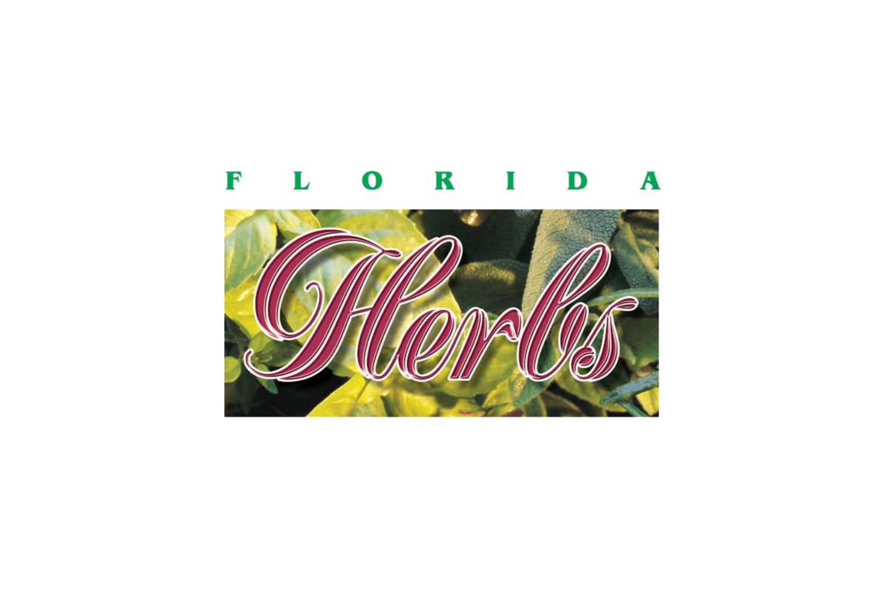# FLORIDA

# Herbs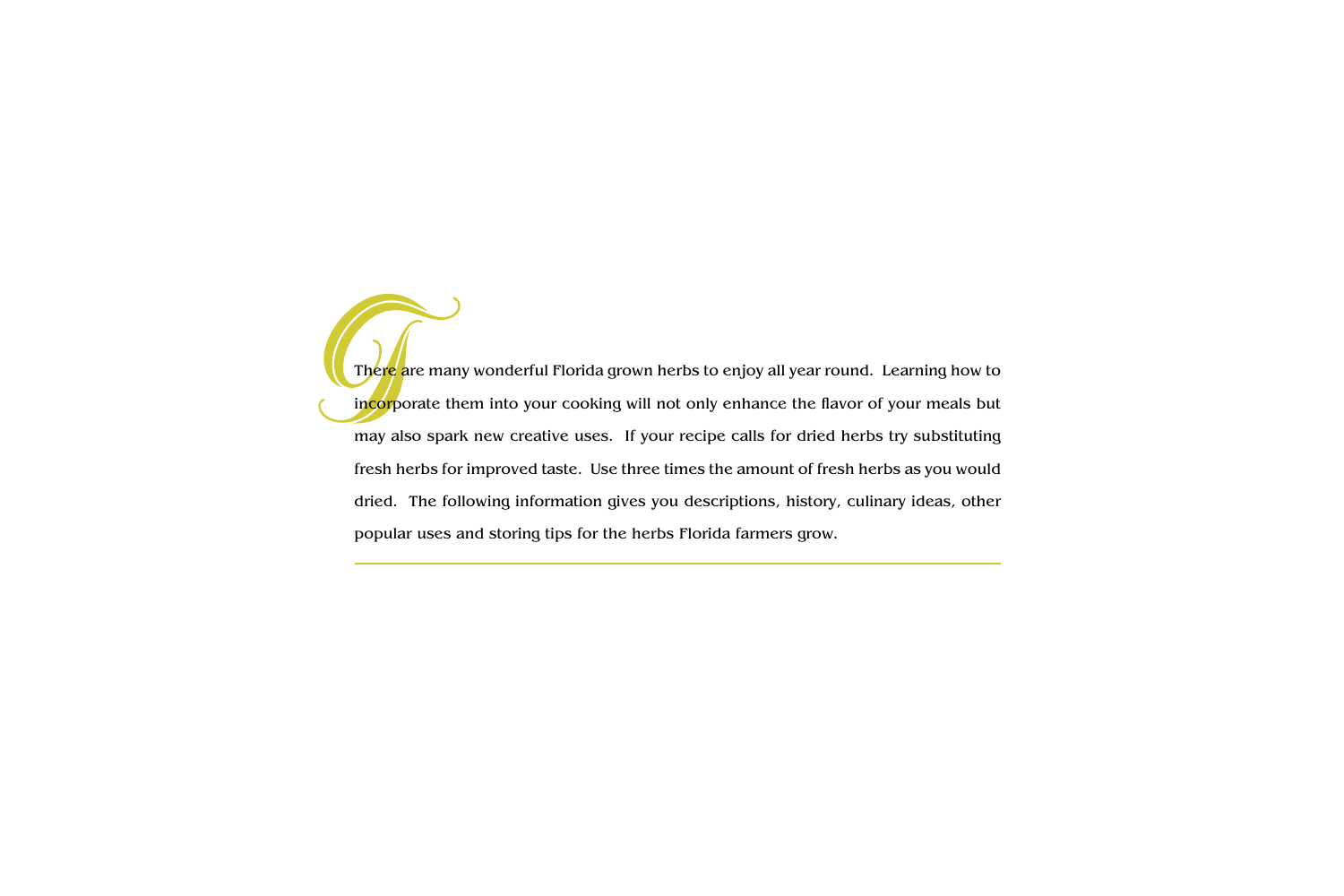There are many wonderful Florida grown herbs to enjoy all year round. Learning how to incorporate them into your cooking will not only enhance the flavor of your meals but may also spark new creative uses. If your recipe calls for dried herbs try substituting fresh herbs for improved taste. Use three times the amount of fresh herbs as you would dried. The following information gives you descriptions, history, culinary ideas, other popular uses and storing tips for the herbs Florida farmers grow.

---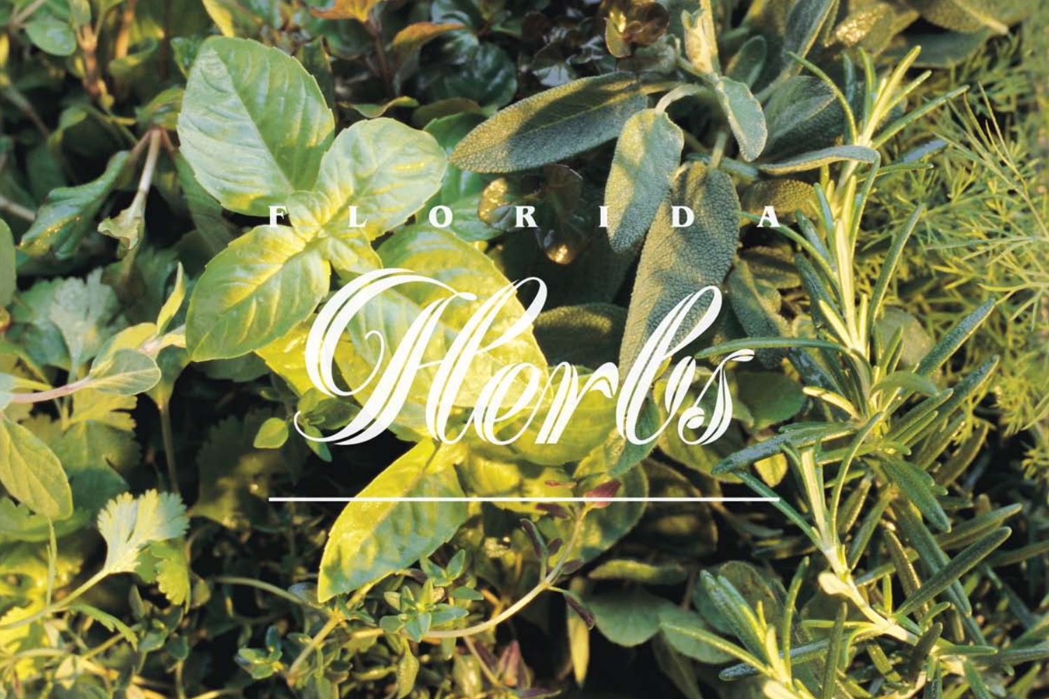# FLORIDA *Herbs*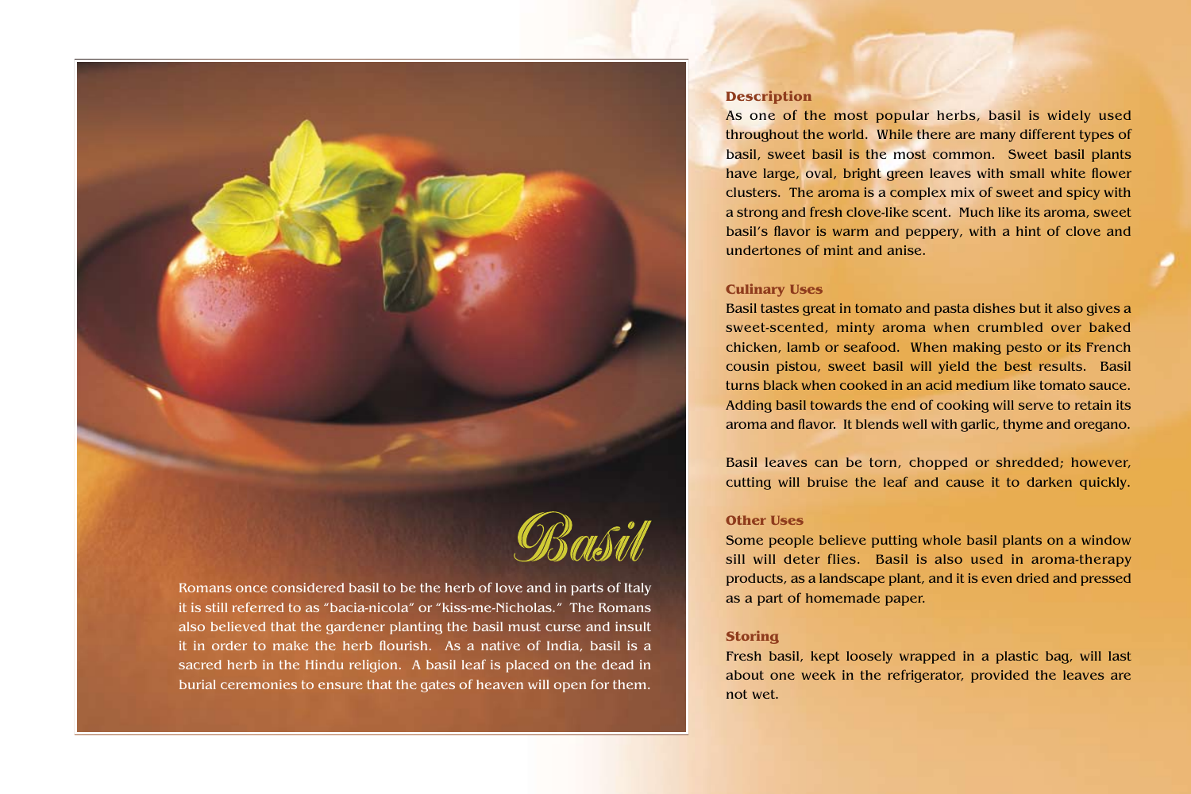# Basil

Romans once considered basil to be the herb of love and in parts of Italy it is still referred to as "bacia-nicola" or "kiss-me-Nicholas." The Romans also believed that the gardener planting the basil must curse and insult it in order to make the herb flourish. As a native of India, basil is a sacred herb in the Hindu religion. A basil leaf is placed on the dead in burial ceremonies to ensure that the gates of heaven will open for them.

## Description

As one of the most popular herbs, basil is widely used throughout the world. While there are many different types of basil, sweet basil is the most common. Sweet basil plants have large, oval, bright green leaves with small white flower clusters. The aroma is a complex mix of sweet and spicy with a strong and fresh clove-like scent. Much like its aroma, sweet basil's flavor is warm and peppery, with a hint of clove and undertones of mint and anise.

## Culinary Uses

Basil tastes great in tomato and pasta dishes but it also gives a sweet-scented, minty aroma when crumbled over baked chicken, lamb or seafood. When making pesto or its French cousin pistou, sweet basil will yield the best results. Basil turns black when cooked in an acid medium like tomato sauce. Adding basil towards the end of cooking will serve to retain its aroma and flavor. It blends well with garlic, thyme and oregano.

Basil leaves can be torn, chopped or shredded; however, cutting will bruise the leaf and cause it to darken quickly.

## Other Uses

Some people believe putting whole basil plants on a window sill will deter flies. Basil is also used in aroma-therapy products, as a landscape plant, and it is even dried and pressed as a part of homemade paper.

## Storing

Fresh basil, kept loosely wrapped in a plastic bag, will last about one week in the refrigerator, provided the leaves are not wet.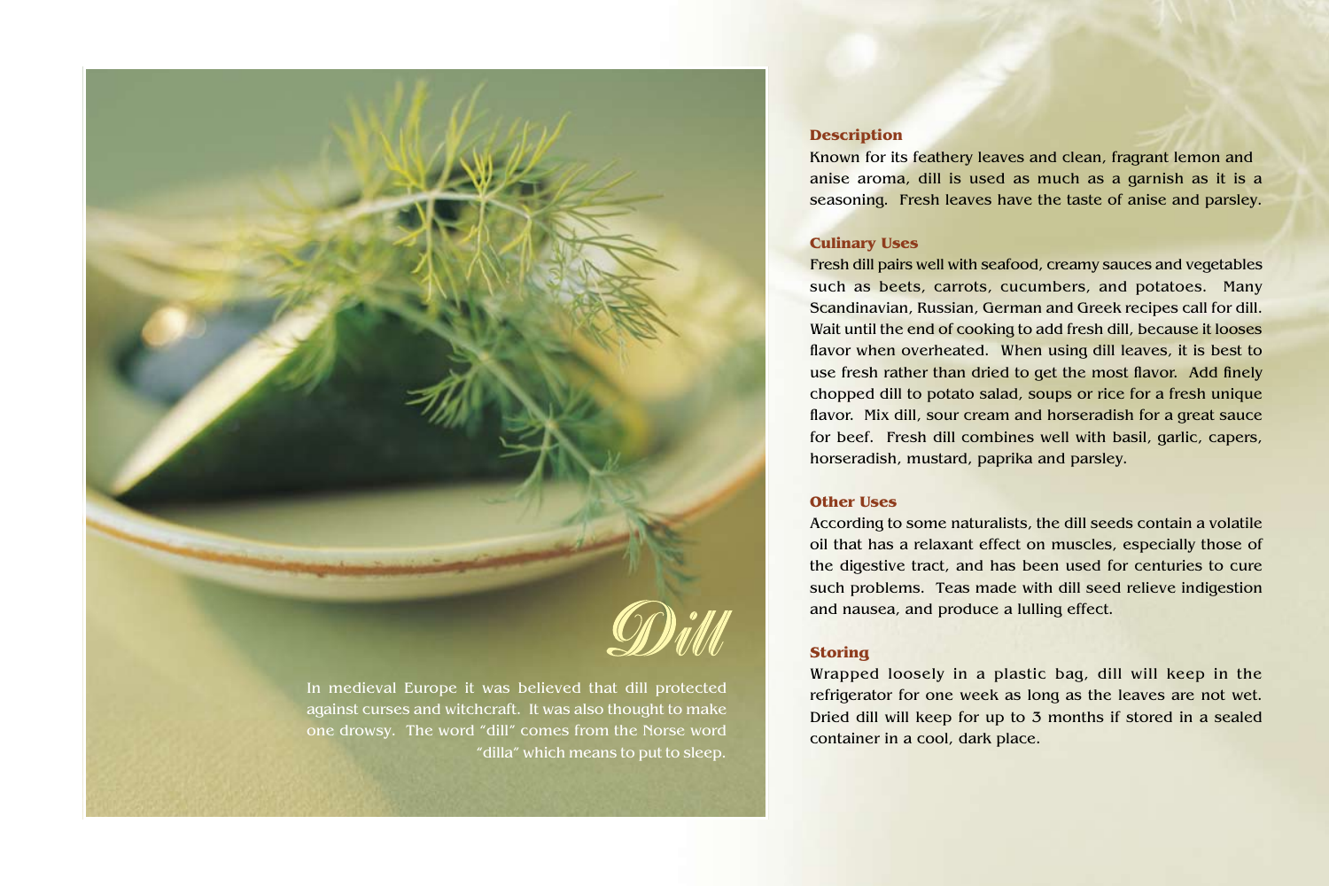# Dill

In medieval Europe it was believed that dill protected against curses and witchcraft. It was also thought to make one drowsy. The word "dill" comes from the Norse word "dilla" which means to put to sleep.

### Description

Known for its feathery leaves and clean, fragrant lemon and anise aroma, dill is used as much as a garnish as it is a seasoning. Fresh leaves have the taste of anise and parsley.

### Culinary Uses

Fresh dill pairs well with seafood, creamy sauces and vegetables such as beets, carrots, cucumbers, and potatoes. Many Scandinavian, Russian, German and Greek recipes call for dill. Wait until the end of cooking to add fresh dill, because it looses flavor when overheated. When using dill leaves, it is best to use fresh rather than dried to get the most flavor. Add finely chopped dill to potato salad, soups or rice for a fresh unique flavor. Mix dill, sour cream and horseradish for a great sauce for beef. Fresh dill combines well with basil, garlic, capers, horseradish, mustard, paprika and parsley.

### Other Uses

According to some naturalists, the dill seeds contain a volatile oil that has a relaxant effect on muscles, especially those of the digestive tract, and has been used for centuries to cure such problems. Teas made with dill seed relieve indigestion and nausea, and produce a lulling effect.

### Storing

Wrapped loosely in a plastic bag, dill will keep in the refrigerator for one week as long as the leaves are not wet. Dried dill will keep for up to 3 months if stored in a sealed container in a cool, dark place.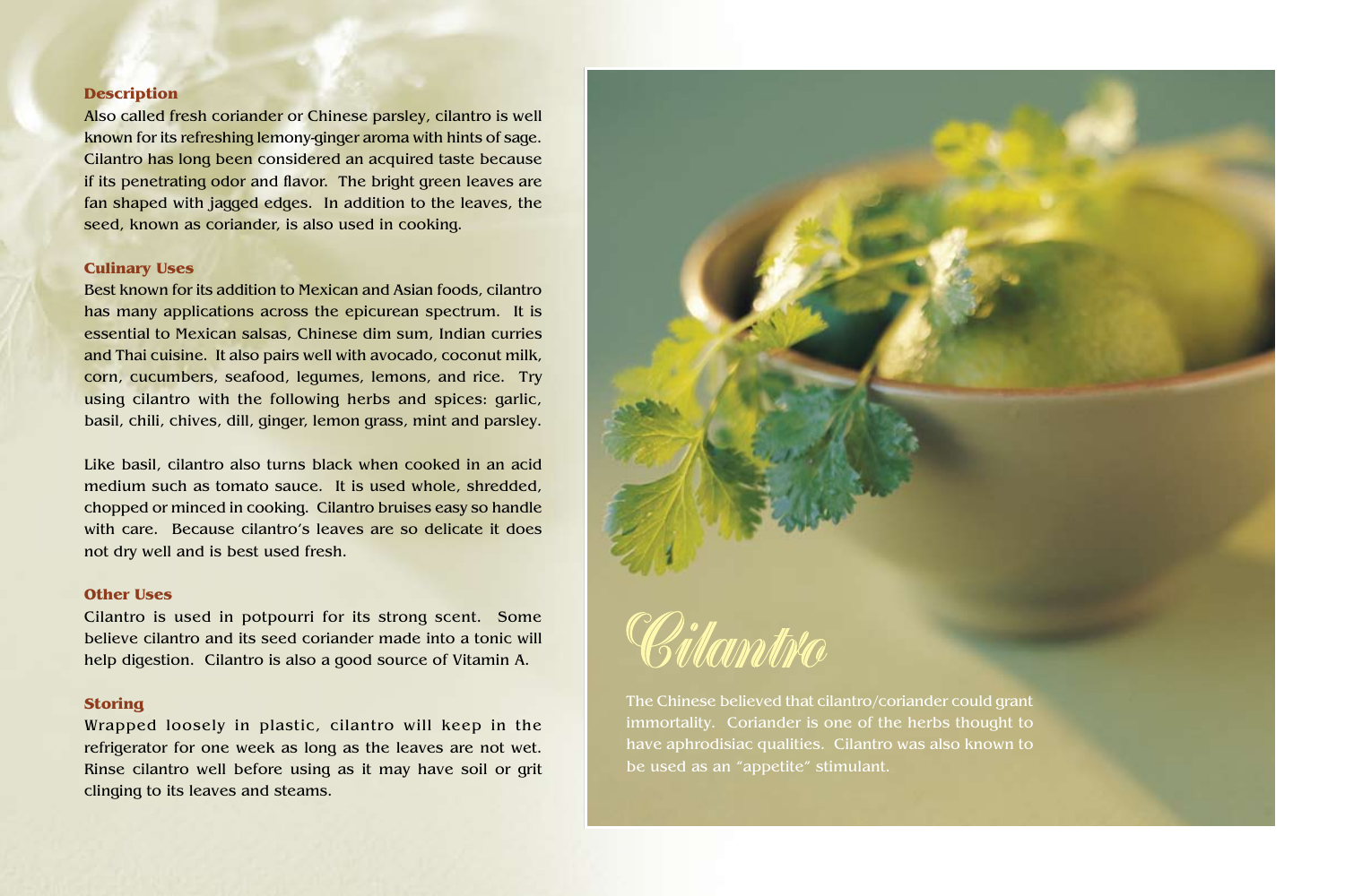## Description

Also called fresh coriander or Chinese parsley, cilantro is well known for its refreshing lemony-ginger aroma with hints of sage. Cilantro has long been considered an acquired taste because if its penetrating odor and flavor. The bright green leaves are fan shaped with jagged edges. In addition to the leaves, the seed, known as coriander, is also used in cooking.

## Culinary Uses

Best known for its addition to Mexican and Asian foods, cilantro has many applications across the epicurean spectrum. It is essential to Mexican salsas, Chinese dim sum, Indian curries and Thai cuisine. It also pairs well with avocado, coconut milk, corn, cucumbers, seafood, legumes, lemons, and rice. Try using cilantro with the following herbs and spices: garlic, basil, chili, chives, dill, ginger, lemon grass, mint and parsley.

Like basil, cilantro also turns black when cooked in an acid medium such as tomato sauce. It is used whole, shredded, chopped or minced in cooking. Cilantro bruises easy so handle with care. Because cilantro's leaves are so delicate it does not dry well and is best used fresh.

## Other Uses

Cilantro is used in potpourri for its strong scent. Some believe cilantro and its seed coriander made into a tonic will help digestion. Cilantro is also a good source of Vitamin A.

## Storing

Wrapped loosely in plastic, cilantro will keep in the refrigerator for one week as long as the leaves are not wet. Rinse cilantro well before using as it may have soil or grit clinging to its leaves and steams.

# Cilantro

The Chinese believed that cilantro/coriander could grant immortality. Coriander is one of the herbs thought to have aphrodisiac qualities. Cilantro was also known to be used as an "appetite" stimulant.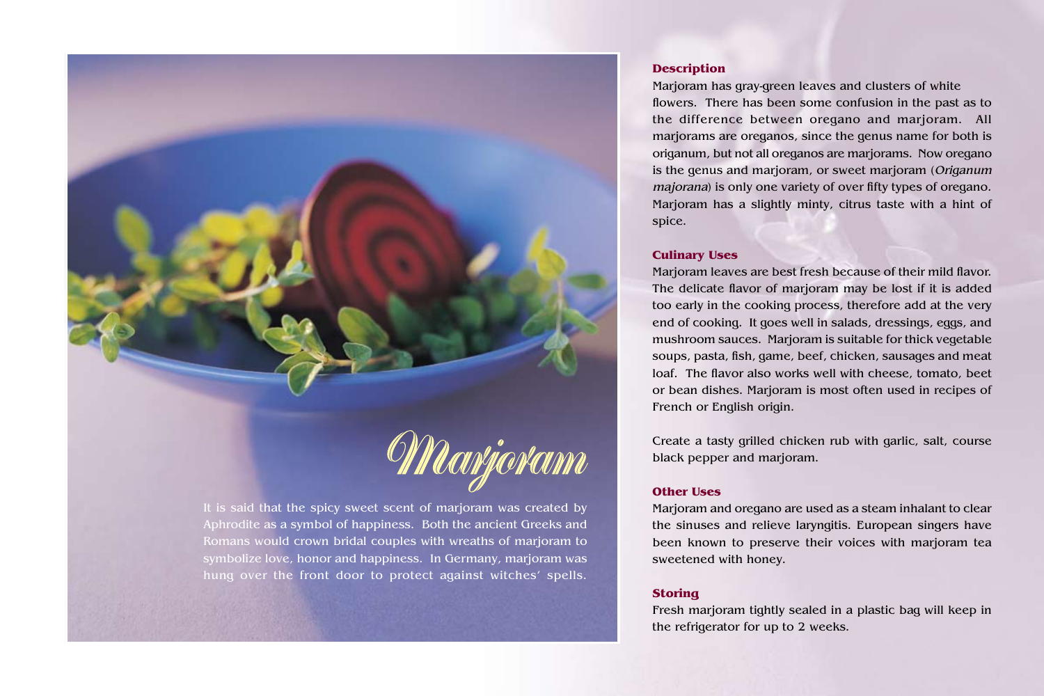# Marjoram

It is said that the spicy sweet scent of marjoram was created by Aphrodite as a symbol of happiness. Both the ancient Greeks and Romans would crown bridal couples with wreaths of marjoram to symbolize love, honor and happiness. In Germany, marjoram was hung over the front door to protect against witches' spells.

### Description

Marjoram has gray-green leaves and clusters of white flowers. There has been some confusion in the past as to the difference between oregano and marjoram. All marjorams are oreganos, since the genus name for both is origanum, but not all oreganos are marjorams. Now oregano is the genus and marjoram, or sweet marjoram (*Origanum majorana*) is only one variety of over fifty types of oregano. Marjoram has a slightly minty, citrus taste with a hint of spice.

### Culinary Uses

Marjoram leaves are best fresh because of their mild flavor. The delicate flavor of marjoram may be lost if it is added too early in the cooking process, therefore add at the very end of cooking. It goes well in salads, dressings, eggs, and mushroom sauces. Marjoram is suitable for thick vegetable soups, pasta, fish, game, beef, chicken, sausages and meat loaf. The flavor also works well with cheese, tomato, beet or bean dishes. Marjoram is most often used in recipes of French or English origin.

Create a tasty grilled chicken rub with garlic, salt, course black pepper and marjoram.

### Other Uses

Marjoram and oregano are used as a steam inhalant to clear the sinuses and relieve laryngitis. European singers have been known to preserve their voices with marjoram tea sweetened with honey.

### Storing

Fresh marjoram tightly sealed in a plastic bag will keep in the refrigerator for up to 2 weeks.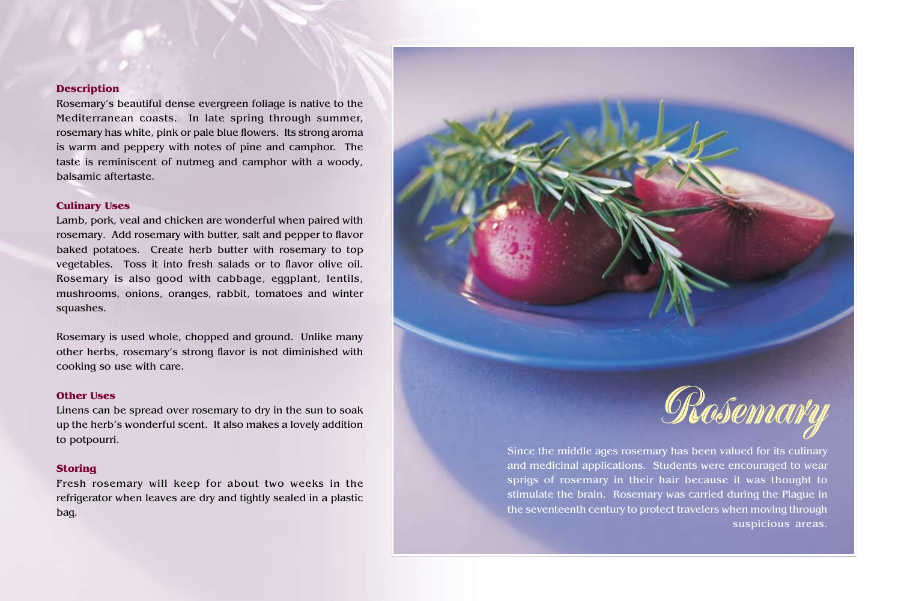# Rosemary

Since the middle ages rosemary has been valued for its culinary and medicinal applications. Students were encouraged to wear sprigs of rosemary in their hair because it was thought to stimulate the brain. Rosemary was carried during the Plague in the seventeenth century to protect travelers when moving through suspicious areas.

### Description

Rosemary's beautiful dense evergreen foliage is native to the Mediterranean coasts. In late spring through summer, rosemary has white, pink or pale blue flowers. Its strong aroma is warm and peppery with notes of pine and camphor. The taste is reminiscent of nutmeg and camphor with a woody, balsamic aftertaste.

### Culinary Uses

Lamb, pork, veal and chicken are wonderful when paired with rosemary. Add rosemary with butter, salt and pepper to flavor baked potatoes. Create herb butter with rosemary to top vegetables. Toss it into fresh salads or to flavor olive oil. Rosemary is also good with cabbage, eggplant, lentils, mushrooms, onions, oranges, rabbit, tomatoes and winter squashes.

Rosemary is used whole, chopped and ground. Unlike many other herbs, rosemary's strong flavor is not diminished with cooking so use with care.

### Other Uses

Linens can be spread over rosemary to dry in the sun to soak up the herb's wonderful scent. It also makes a lovely addition to potpourri.

### Storing

Fresh rosemary will keep for about two weeks in the refrigerator when leaves are dry and tightly sealed in a plastic bag.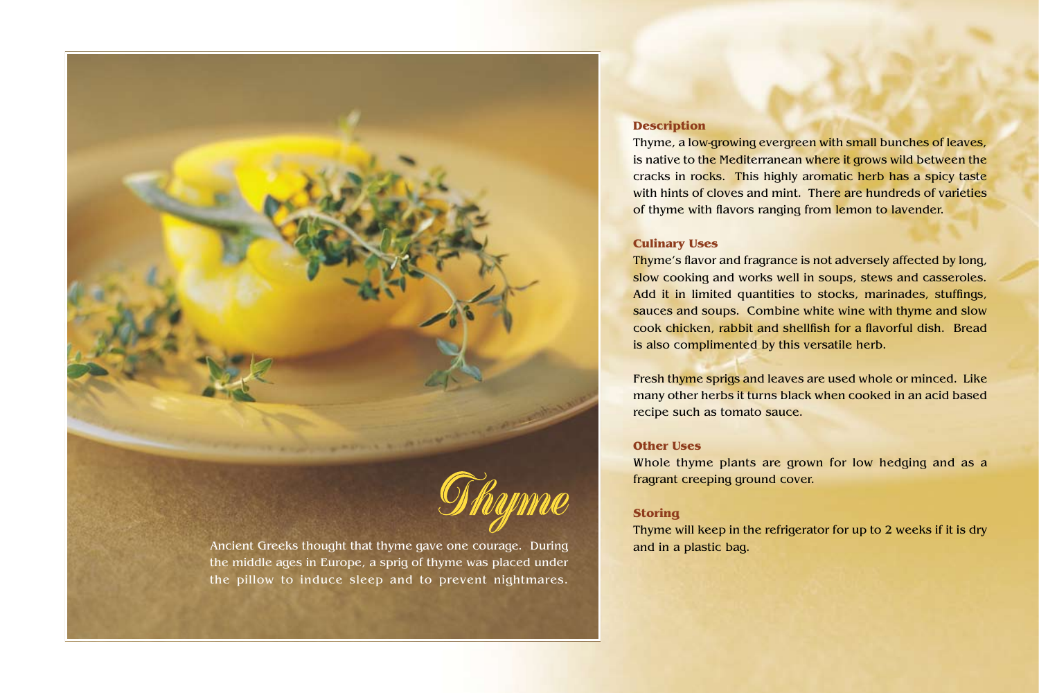# Thyme

Ancient Greeks thought that thyme gave one courage. During the middle ages in Europe, a sprig of thyme was placed under the pillow to induce sleep and to prevent nightmares.

## Description

Thyme, a low-growing evergreen with small bunches of leaves, is native to the Mediterranean where it grows wild between the cracks in rocks. This highly aromatic herb has a spicy taste with hints of cloves and mint. There are hundreds of varieties of thyme with flavors ranging from lemon to lavender.

## Culinary Uses

Thyme's flavor and fragrance is not adversely affected by long, slow cooking and works well in soups, stews and casseroles. Add it in limited quantities to stocks, marinades, stuffings, sauces and soups. Combine white wine with thyme and slow cook chicken, rabbit and shellfish for a flavorful dish. Bread is also complimented by this versatile herb.

Fresh thyme sprigs and leaves are used whole or minced. Like many other herbs it turns black when cooked in an acid based recipe such as tomato sauce.

## Other Uses

Whole thyme plants are grown for low hedging and as a fragrant creeping ground cover.

## Storing

Thyme will keep in the refrigerator for up to 2 weeks if it is dry and in a plastic bag.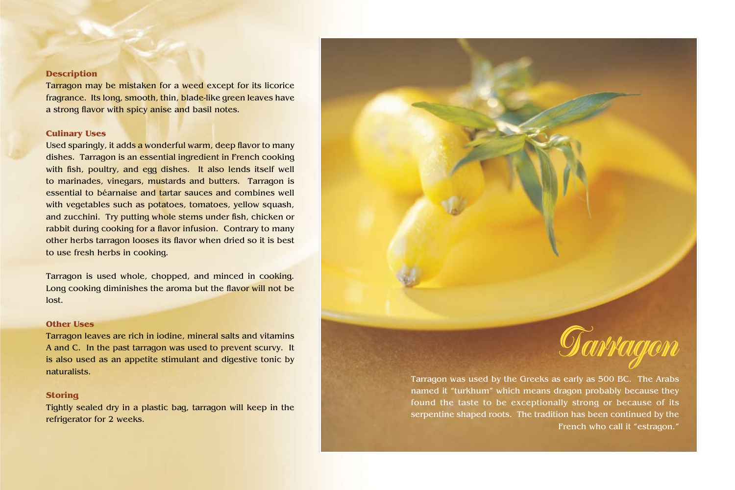# Tarragon

## Description

Tarragon may be mistaken for a weed except for its licorice fragrance. Its long, smooth, thin, blade-like green leaves have a strong flavor with spicy anise and basil notes.

## Culinary Uses

Used sparingly, it adds a wonderful warm, deep flavor to many dishes. Tarragon is an essential ingredient in French cooking with fish, poultry, and egg dishes. It also lends itself well to marinades, vinegars, mustards and butters. Tarragon is essential to béarnaise and tartar sauces and combines well with vegetables such as potatoes, tomatoes, yellow squash, and zucchini. Try putting whole stems under fish, chicken or rabbit during cooking for a flavor infusion. Contrary to many other herbs tarragon looses its flavor when dried so it is best to use fresh herbs in cooking.

Tarragon is used whole, chopped, and minced in cooking. Long cooking diminishes the aroma but the flavor will not be lost.

## Other Uses

Tarragon leaves are rich in iodine, mineral salts and vitamins A and C. In the past tarragon was used to prevent scurvy. It is also used as an appetite stimulant and digestive tonic by naturalists.

## Storing

Tightly sealed dry in a plastic bag, tarragon will keep in the refrigerator for 2 weeks.

Tarragon was used by the Greeks as early as 500 BC. The Arabs named it "turkhum" which means dragon probably because they found the taste to be exceptionally strong or because of its serpentine shaped roots. The tradition has been continued by the French who call it "estragon."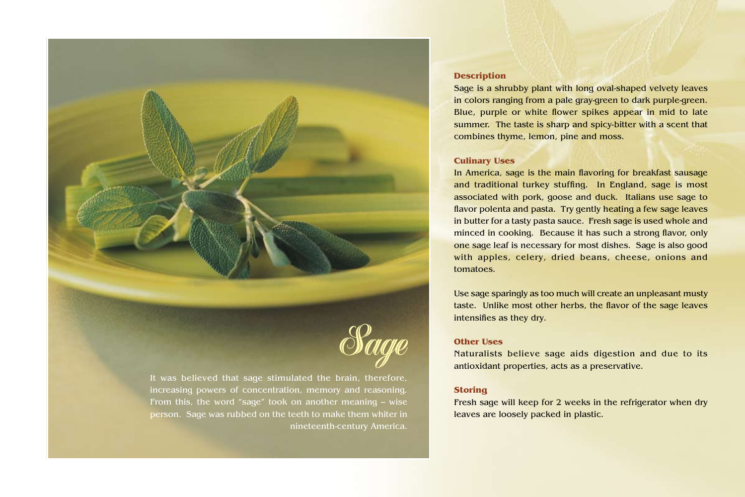# Sage

It was believed that sage stimulated the brain, therefore, increasing powers of concentration, memory and reasoning. From this, the word "sage" took on another meaning – wise person. Sage was rubbed on the teeth to make them whiter in nineteenth-century America.

### Description

Sage is a shrubby plant with long oval-shaped velvety leaves in colors ranging from a pale gray-green to dark purple-green. Blue, purple or white flower spikes appear in mid to late summer. The taste is sharp and spicy-bitter with a scent that combines thyme, lemon, pine and moss.

### Culinary Uses

In America, sage is the main flavoring for breakfast sausage and traditional turkey stuffing. In England, sage is most associated with pork, goose and duck. Italians use sage to flavor polenta and pasta. Try gently heating a few sage leaves in butter for a tasty pasta sauce. Fresh sage is used whole and minced in cooking. Because it has such a strong flavor, only one sage leaf is necessary for most dishes. Sage is also good with apples, celery, dried beans, cheese, onions and tomatoes.

Use sage sparingly as too much will create an unpleasant musty taste. Unlike most other herbs, the flavor of the sage leaves intensifies as they dry.

### Other Uses

Naturalists believe sage aids digestion and due to its antioxidant properties, acts as a preservative.

### Storing

Fresh sage will keep for 2 weeks in the refrigerator when dry leaves are loosely packed in plastic.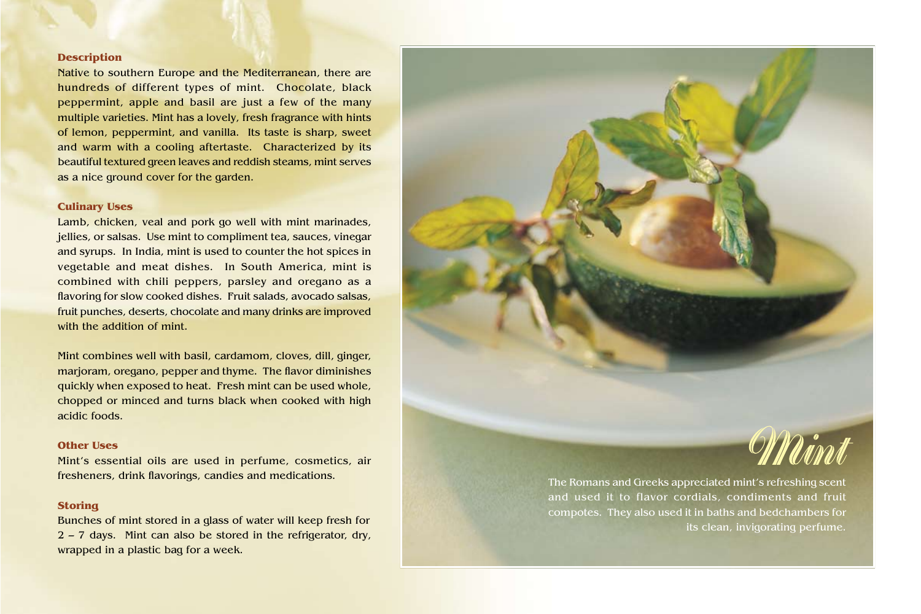## Description

Native to southern Europe and the Mediterranean, there are hundreds of different types of mint. Chocolate, black peppermint, apple and basil are just a few of the many multiple varieties. Mint has a lovely, fresh fragrance with hints of lemon, peppermint, and vanilla. Its taste is sharp, sweet and warm with a cooling aftertaste. Characterized by its beautiful textured green leaves and reddish steams, mint serves as a nice ground cover for the garden.

## Culinary Uses

Lamb, chicken, veal and pork go well with mint marinades, jellies, or salsas. Use mint to compliment tea, sauces, vinegar and syrups. In India, mint is used to counter the hot spices in vegetable and meat dishes. In South America, mint is combined with chili peppers, parsley and oregano as a flavoring for slow cooked dishes. Fruit salads, avocado salsas, fruit punches, deserts, chocolate and many drinks are improved with the addition of mint.

Mint combines well with basil, cardamom, cloves, dill, ginger, marjoram, oregano, pepper and thyme. The flavor diminishes quickly when exposed to heat. Fresh mint can be used whole, chopped or minced and turns black when cooked with high acidic foods.

## Other Uses

Mint's essential oils are used in perfume, cosmetics, air fresheners, drink flavorings, candies and medications.

## Storing

Bunches of mint stored in a glass of water will keep fresh for 2 – 7 days. Mint can also be stored in the refrigerator, dry, wrapped in a plastic bag for a week.

# Mint

The Romans and Greeks appreciated mint's refreshing scent and used it to flavor cordials, condiments and fruit compotes. They also used it in baths and bedchambers for its clean, invigorating perfume.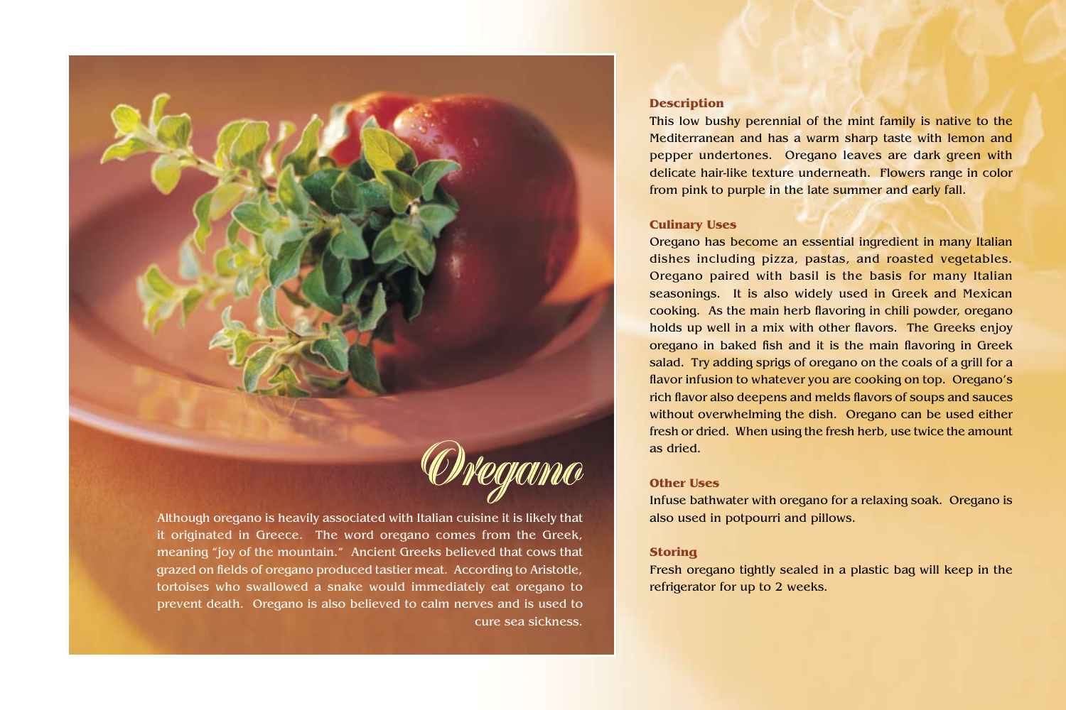# Oregano

Although oregano is heavily associated with Italian cuisine it is likely that it originated in Greece. The word oregano comes from the Greek, meaning "joy of the mountain." Ancient Greeks believed that cows that grazed on fields of oregano produced tastier meat. According to Aristotle, tortoises who swallowed a snake would immediately eat oregano to prevent death. Oregano is also believed to calm nerves and is used to cure sea sickness.

## Description

This low bushy perennial of the mint family is native to the Mediterranean and has a warm sharp taste with lemon and pepper undertones. Oregano leaves are dark green with delicate hair-like texture underneath. Flowers range in color from pink to purple in the late summer and early fall.

## Culinary Uses

Oregano has become an essential ingredient in many Italian dishes including pizza, pastas, and roasted vegetables. Oregano paired with basil is the basis for many Italian seasonings. It is also widely used in Greek and Mexican cooking. As the main herb flavoring in chili powder, oregano holds up well in a mix with other flavors. The Greeks enjoy oregano in baked fish and it is the main flavoring in Greek salad. Try adding sprigs of oregano on the coals of a grill for a flavor infusion to whatever you are cooking on top. Oregano's rich flavor also deepens and melds flavors of soups and sauces without overwhelming the dish. Oregano can be used either fresh or dried. When using the fresh herb, use twice the amount as dried.

## Other Uses

Infuse bathwater with oregano for a relaxing soak. Oregano is also used in potpourri and pillows.

## Storing

Fresh oregano tightly sealed in a plastic bag will keep in the refrigerator for up to 2 weeks.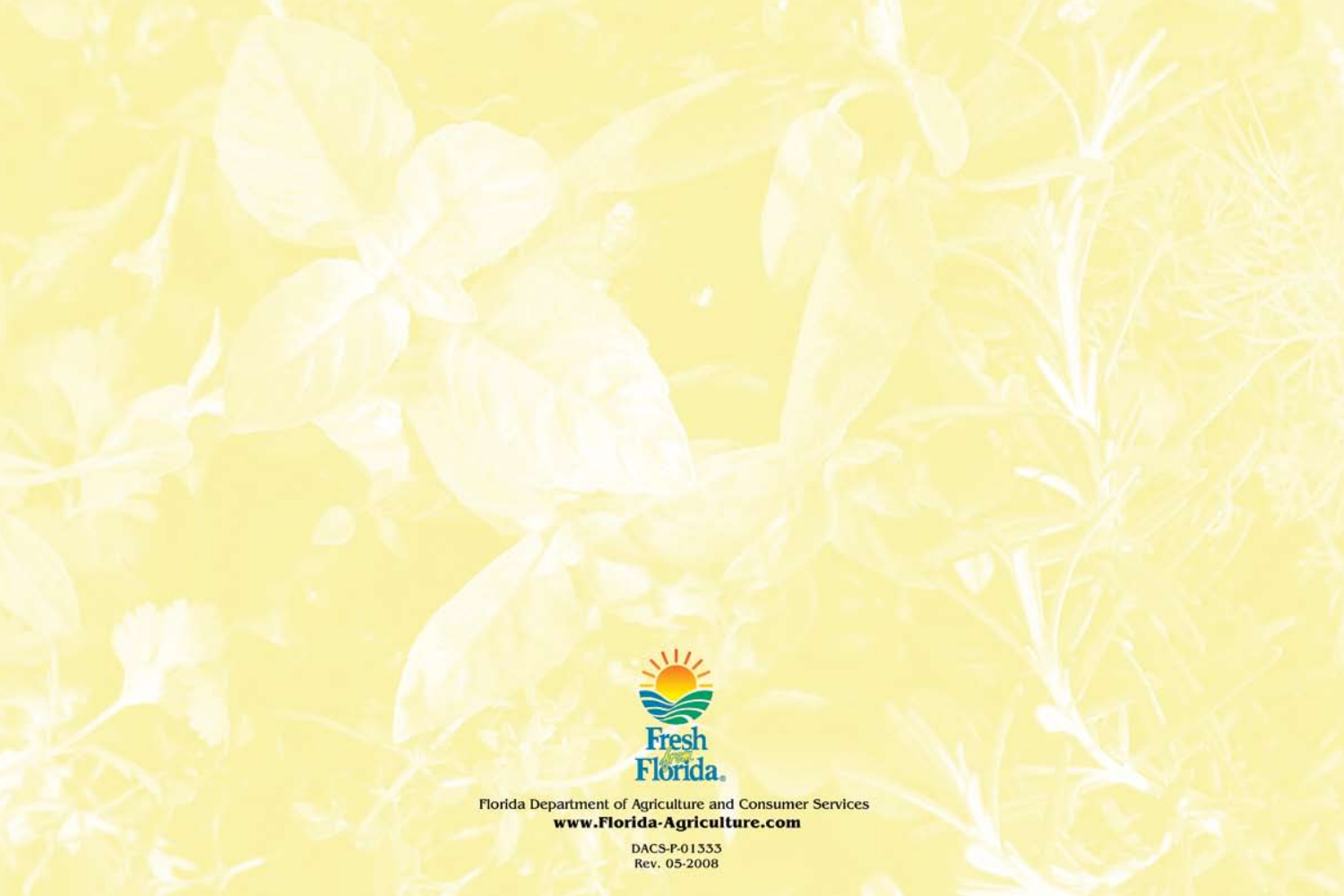Fresh From Florida

Florida Department of Agriculture and Consumer Services
**www.Florida-Agriculture.com**

DACS-P-01333
Rev. 05-2008